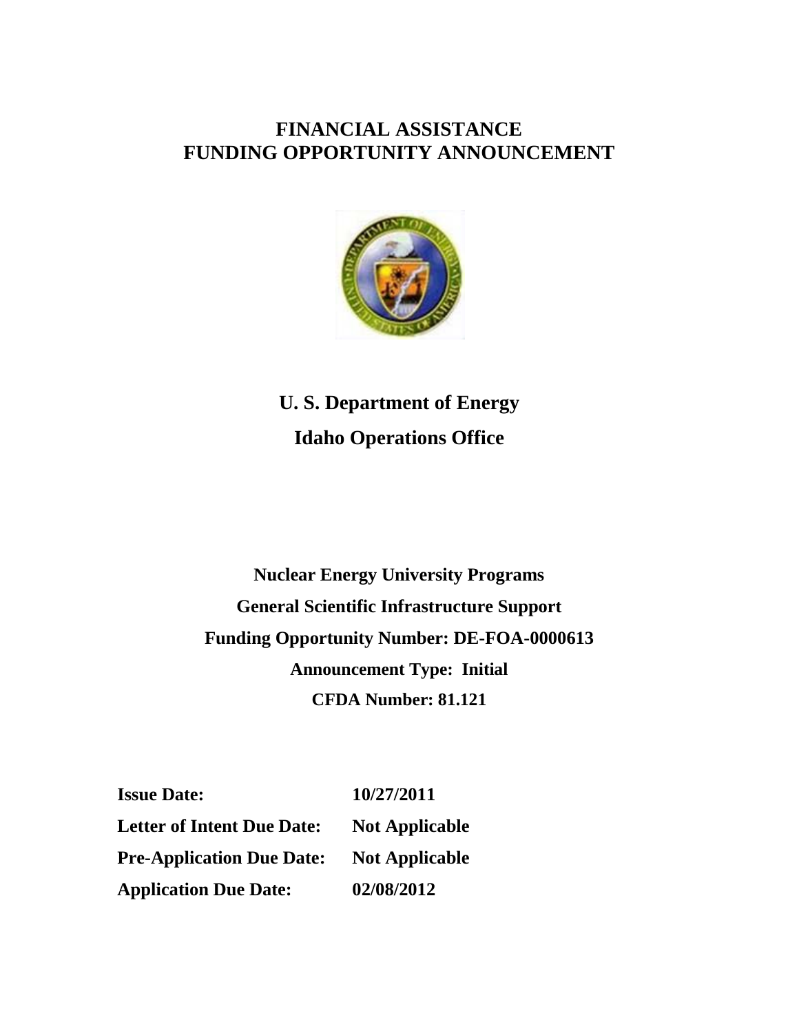# FINANCIAL ASSISTANCE
# FUNDING OPPORTUNITY ANNOUNCEMENT

## U. S. Department of Energy

## Idaho Operations Office

**Nuclear Energy University Programs**

**General Scientific Infrastructure Support**

**Funding Opportunity Number: DE-FOA-0000613**

**Announcement Type: Initial**

**CFDA Number: 81.121**

| | |
|---|---|
| **Issue Date:** | **10/27/2011** |
| **Letter of Intent Due Date:** | **Not Applicable** |
| **Pre-Application Due Date:** | **Not Applicable** |
| **Application Due Date:** | **02/08/2012** |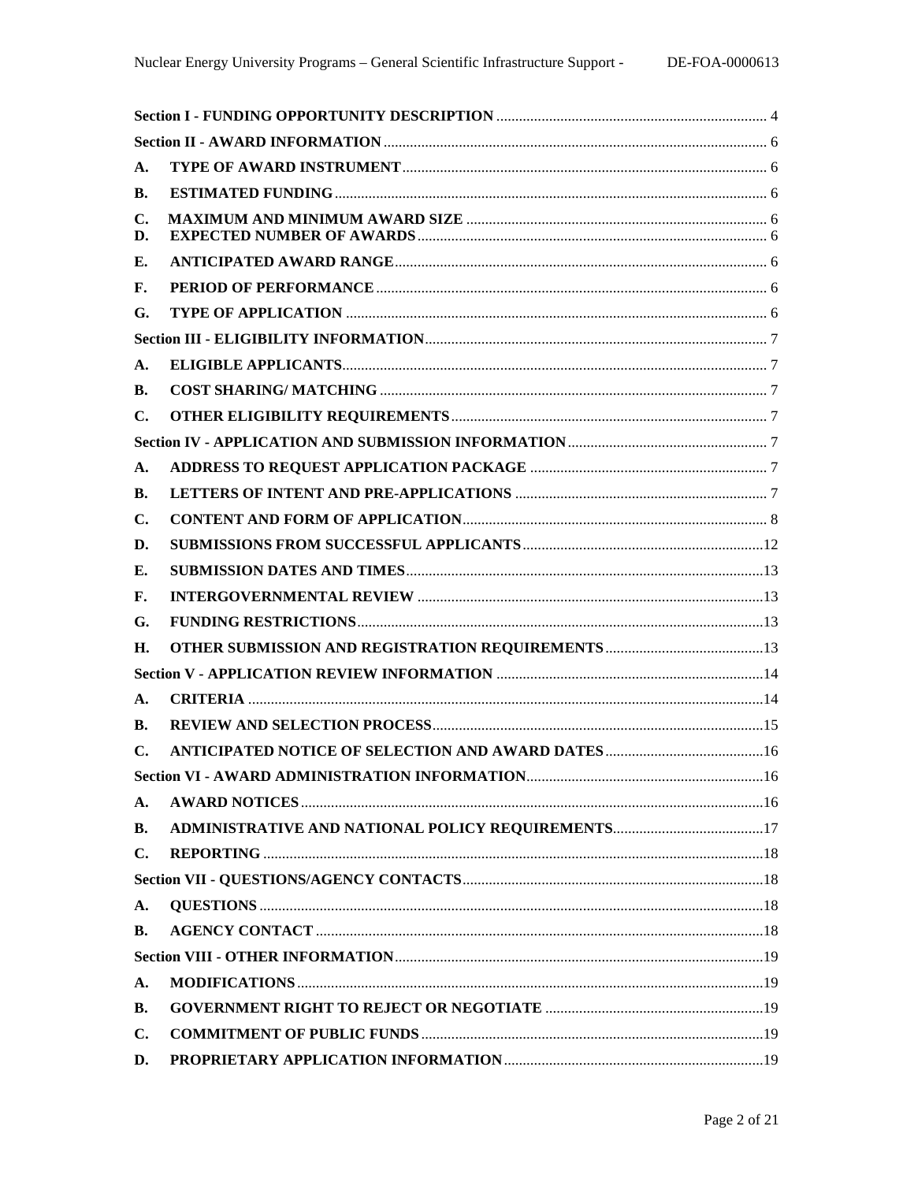Section I - FUNDING OPPORTUNITY DESCRIPTION ........ 4

Section II - AWARD INFORMATION ........ 6

A. TYPE OF AWARD INSTRUMENT ........ 6

B. ESTIMATED FUNDING ........ 6

C. MAXIMUM AND MINIMUM AWARD SIZE ........ 6

D. EXPECTED NUMBER OF AWARDS ........ 6

E. ANTICIPATED AWARD RANGE ........ 6

F. PERIOD OF PERFORMANCE ........ 6

G. TYPE OF APPLICATION ........ 6

Section III - ELIGIBILITY INFORMATION ........ 7

A. ELIGIBLE APPLICANTS ........ 7

B. COST SHARING/ MATCHING ........ 7

C. OTHER ELIGIBILITY REQUIREMENTS ........ 7

Section IV - APPLICATION AND SUBMISSION INFORMATION ........ 7

A. ADDRESS TO REQUEST APPLICATION PACKAGE ........ 7

B. LETTERS OF INTENT AND PRE-APPLICATIONS ........ 7

C. CONTENT AND FORM OF APPLICATION ........ 8

D. SUBMISSIONS FROM SUCCESSFUL APPLICANTS ........ 12

E. SUBMISSION DATES AND TIMES ........ 13

F. INTERGOVERNMENTAL REVIEW ........ 13

G. FUNDING RESTRICTIONS ........ 13

H. OTHER SUBMISSION AND REGISTRATION REQUIREMENTS ........ 13

Section V - APPLICATION REVIEW INFORMATION ........ 14

A. CRITERIA ........ 14

B. REVIEW AND SELECTION PROCESS ........ 15

C. ANTICIPATED NOTICE OF SELECTION AND AWARD DATES ........ 16

Section VI - AWARD ADMINISTRATION INFORMATION ........ 16

A. AWARD NOTICES ........ 16

B. ADMINISTRATIVE AND NATIONAL POLICY REQUIREMENTS ........ 17

C. REPORTING ........ 18

Section VII - QUESTIONS/AGENCY CONTACTS ........ 18

A. QUESTIONS ........ 18

B. AGENCY CONTACT ........ 18

Section VIII - OTHER INFORMATION ........ 19

A. MODIFICATIONS ........ 19

B. GOVERNMENT RIGHT TO REJECT OR NEGOTIATE ........ 19

C. COMMITMENT OF PUBLIC FUNDS ........ 19

D. PROPRIETARY APPLICATION INFORMATION ........ 19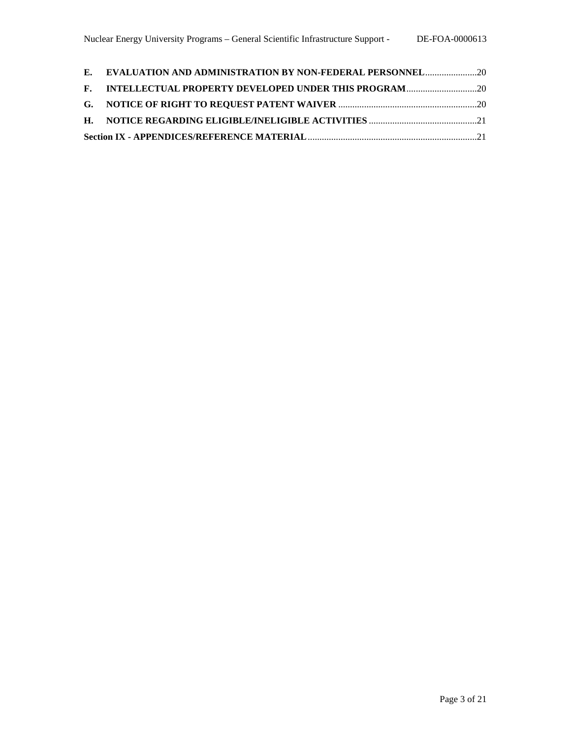**E. EVALUATION AND ADMINISTRATION BY NON-FEDERAL PERSONNEL** ...................... 20

**F. INTELLECTUAL PROPERTY DEVELOPED UNDER THIS PROGRAM** .............................. 20

**G. NOTICE OF RIGHT TO REQUEST PATENT WAIVER** .......................................................... 20

**H. NOTICE REGARDING ELIGIBLE/INELIGIBLE ACTIVITIES** .............................................. 21

**Section IX - APPENDICES/REFERENCE MATERIAL** ....................................................................... 21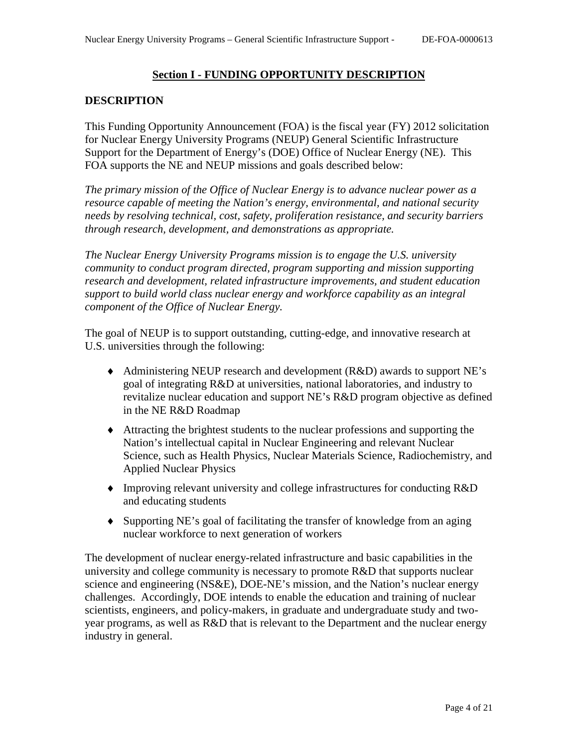## Section I - FUNDING OPPORTUNITY DESCRIPTION

### DESCRIPTION

This Funding Opportunity Announcement (FOA) is the fiscal year (FY) 2012 solicitation for Nuclear Energy University Programs (NEUP) General Scientific Infrastructure Support for the Department of Energy's (DOE) Office of Nuclear Energy (NE). This FOA supports the NE and NEUP missions and goals described below:

*The primary mission of the Office of Nuclear Energy is to advance nuclear power as a resource capable of meeting the Nation's energy, environmental, and national security needs by resolving technical, cost, safety, proliferation resistance, and security barriers through research, development, and demonstrations as appropriate.*

*The Nuclear Energy University Programs mission is to engage the U.S. university community to conduct program directed, program supporting and mission supporting research and development, related infrastructure improvements, and student education support to build world class nuclear energy and workforce capability as an integral component of the Office of Nuclear Energy.*

The goal of NEUP is to support outstanding, cutting-edge, and innovative research at U.S. universities through the following:

- Administering NEUP research and development (R&D) awards to support NE's goal of integrating R&D at universities, national laboratories, and industry to revitalize nuclear education and support NE's R&D program objective as defined in the NE R&D Roadmap
- Attracting the brightest students to the nuclear professions and supporting the Nation's intellectual capital in Nuclear Engineering and relevant Nuclear Science, such as Health Physics, Nuclear Materials Science, Radiochemistry, and Applied Nuclear Physics
- Improving relevant university and college infrastructures for conducting R&D and educating students
- Supporting NE's goal of facilitating the transfer of knowledge from an aging nuclear workforce to next generation of workers

The development of nuclear energy-related infrastructure and basic capabilities in the university and college community is necessary to promote R&D that supports nuclear science and engineering (NS&E), DOE-NE's mission, and the Nation's nuclear energy challenges. Accordingly, DOE intends to enable the education and training of nuclear scientists, engineers, and policy-makers, in graduate and undergraduate study and two-year programs, as well as R&D that is relevant to the Department and the nuclear energy industry in general.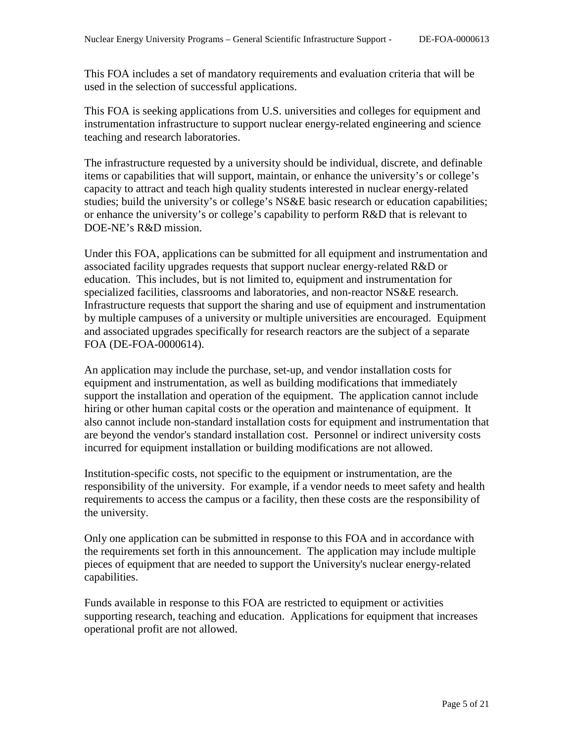This FOA includes a set of mandatory requirements and evaluation criteria that will be used in the selection of successful applications.

This FOA is seeking applications from U.S. universities and colleges for equipment and instrumentation infrastructure to support nuclear energy-related engineering and science teaching and research laboratories.

The infrastructure requested by a university should be individual, discrete, and definable items or capabilities that will support, maintain, or enhance the university's or college's capacity to attract and teach high quality students interested in nuclear energy-related studies; build the university's or college's NS&E basic research or education capabilities; or enhance the university's or college's capability to perform R&D that is relevant to DOE-NE's R&D mission.

Under this FOA, applications can be submitted for all equipment and instrumentation and associated facility upgrades requests that support nuclear energy-related R&D or education. This includes, but is not limited to, equipment and instrumentation for specialized facilities, classrooms and laboratories, and non-reactor NS&E research. Infrastructure requests that support the sharing and use of equipment and instrumentation by multiple campuses of a university or multiple universities are encouraged. Equipment and associated upgrades specifically for research reactors are the subject of a separate FOA (DE-FOA-0000614).

An application may include the purchase, set-up, and vendor installation costs for equipment and instrumentation, as well as building modifications that immediately support the installation and operation of the equipment. The application cannot include hiring or other human capital costs or the operation and maintenance of equipment. It also cannot include non-standard installation costs for equipment and instrumentation that are beyond the vendor's standard installation cost. Personnel or indirect university costs incurred for equipment installation or building modifications are not allowed.

Institution-specific costs, not specific to the equipment or instrumentation, are the responsibility of the university. For example, if a vendor needs to meet safety and health requirements to access the campus or a facility, then these costs are the responsibility of the university.

Only one application can be submitted in response to this FOA and in accordance with the requirements set forth in this announcement. The application may include multiple pieces of equipment that are needed to support the University's nuclear energy-related capabilities.

Funds available in response to this FOA are restricted to equipment or activities supporting research, teaching and education. Applications for equipment that increases operational profit are not allowed.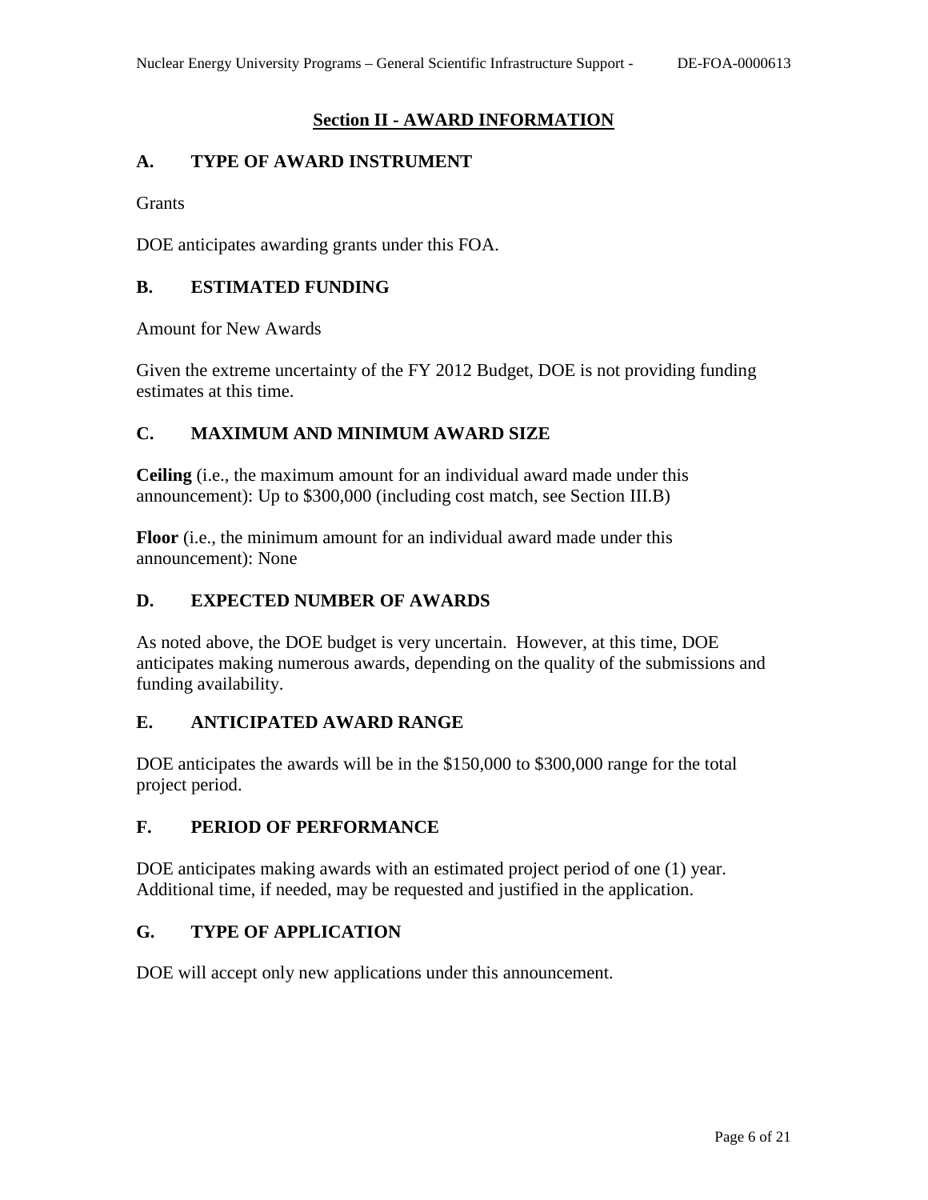## Section II - AWARD INFORMATION

### A. TYPE OF AWARD INSTRUMENT

Grants

DOE anticipates awarding grants under this FOA.

### B. ESTIMATED FUNDING

Amount for New Awards

Given the extreme uncertainty of the FY 2012 Budget, DOE is not providing funding estimates at this time.

### C. MAXIMUM AND MINIMUM AWARD SIZE

**Ceiling** (i.e., the maximum amount for an individual award made under this announcement): Up to $300,000 (including cost match, see Section III.B)

**Floor** (i.e., the minimum amount for an individual award made under this announcement): None

### D. EXPECTED NUMBER OF AWARDS

As noted above, the DOE budget is very uncertain. However, at this time, DOE anticipates making numerous awards, depending on the quality of the submissions and funding availability.

### E. ANTICIPATED AWARD RANGE

DOE anticipates the awards will be in the $150,000 to $300,000 range for the total project period.

### F. PERIOD OF PERFORMANCE

DOE anticipates making awards with an estimated project period of one (1) year. Additional time, if needed, may be requested and justified in the application.

### G. TYPE OF APPLICATION

DOE will accept only new applications under this announcement.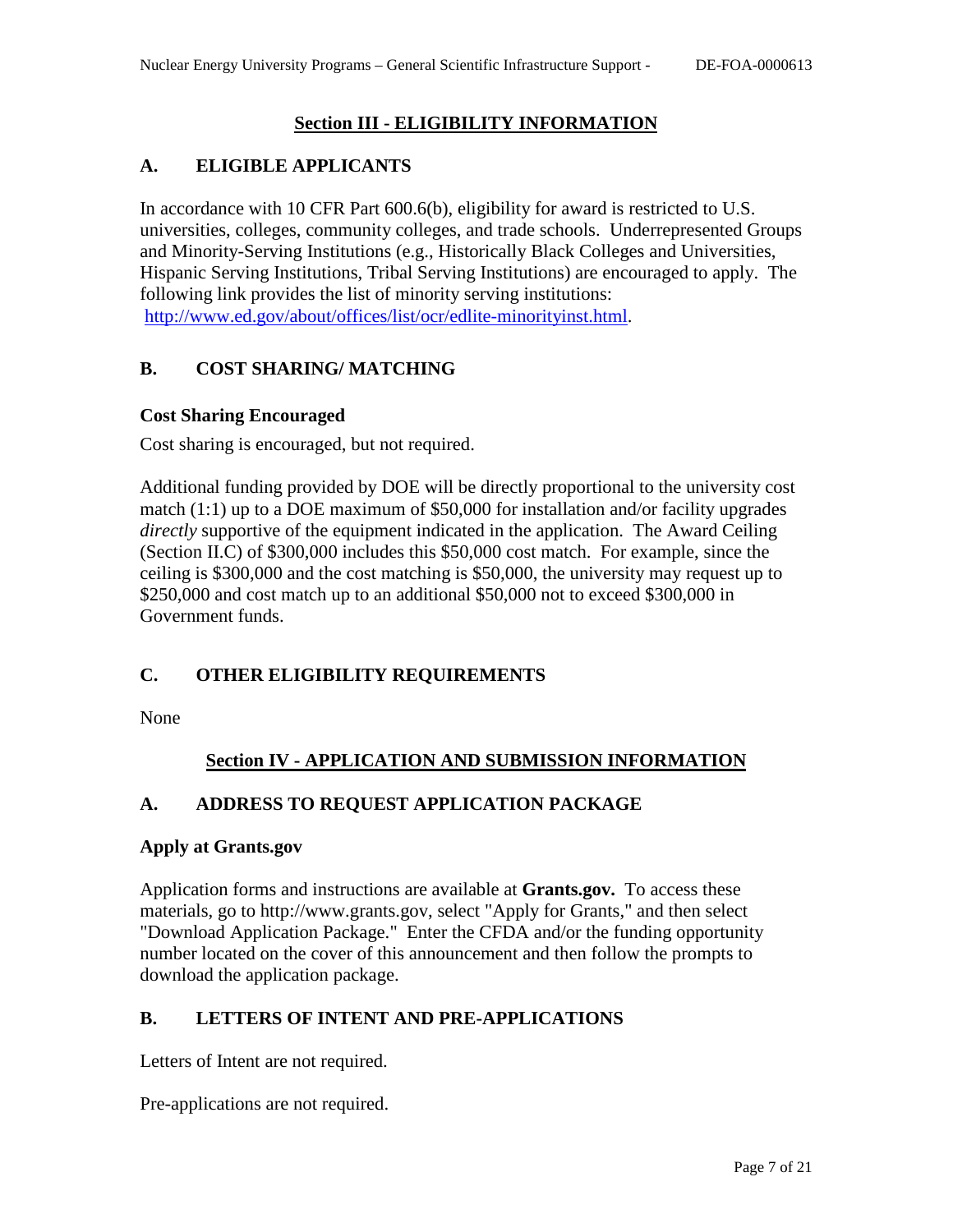## Section III - ELIGIBILITY INFORMATION

### A. ELIGIBLE APPLICANTS

In accordance with 10 CFR Part 600.6(b), eligibility for award is restricted to U.S. universities, colleges, community colleges, and trade schools. Underrepresented Groups and Minority-Serving Institutions (e.g., Historically Black Colleges and Universities, Hispanic Serving Institutions, Tribal Serving Institutions) are encouraged to apply. The following link provides the list of minority serving institutions: http://www.ed.gov/about/offices/list/ocr/edlite-minorityinst.html.

### B. COST SHARING/ MATCHING

**Cost Sharing Encouraged**

Cost sharing is encouraged, but not required.

Additional funding provided by DOE will be directly proportional to the university cost match (1:1) up to a DOE maximum of $50,000 for installation and/or facility upgrades *directly* supportive of the equipment indicated in the application. The Award Ceiling (Section II.C) of $300,000 includes this $50,000 cost match. For example, since the ceiling is $300,000 and the cost matching is $50,000, the university may request up to $250,000 and cost match up to an additional $50,000 not to exceed $300,000 in Government funds.

### C. OTHER ELIGIBILITY REQUIREMENTS

None

## Section IV - APPLICATION AND SUBMISSION INFORMATION

### A. ADDRESS TO REQUEST APPLICATION PACKAGE

**Apply at Grants.gov**

Application forms and instructions are available at **Grants.gov.** To access these materials, go to http://www.grants.gov, select "Apply for Grants," and then select "Download Application Package." Enter the CFDA and/or the funding opportunity number located on the cover of this announcement and then follow the prompts to download the application package.

### B. LETTERS OF INTENT AND PRE-APPLICATIONS

Letters of Intent are not required.

Pre-applications are not required.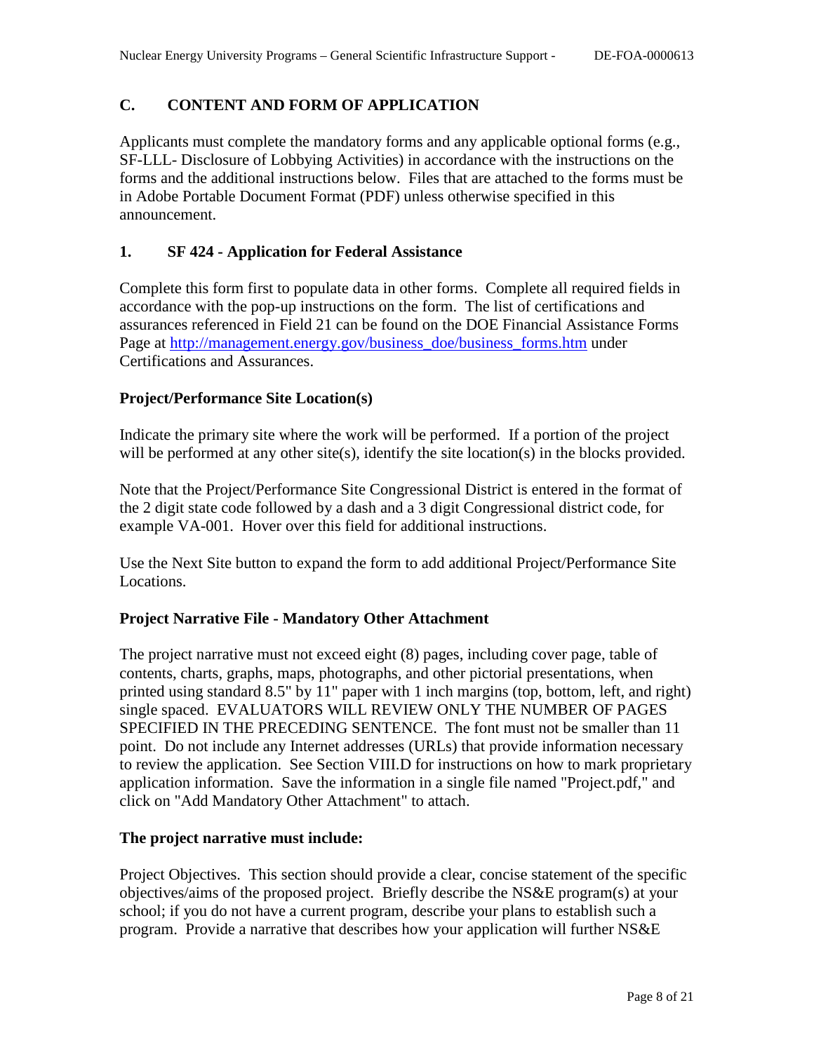## C. CONTENT AND FORM OF APPLICATION

Applicants must complete the mandatory forms and any applicable optional forms (e.g., SF-LLL- Disclosure of Lobbying Activities) in accordance with the instructions on the forms and the additional instructions below. Files that are attached to the forms must be in Adobe Portable Document Format (PDF) unless otherwise specified in this announcement.

### 1. SF 424 - Application for Federal Assistance

Complete this form first to populate data in other forms. Complete all required fields in accordance with the pop-up instructions on the form. The list of certifications and assurances referenced in Field 21 can be found on the DOE Financial Assistance Forms Page at http://management.energy.gov/business_doe/business_forms.htm under Certifications and Assurances.

**Project/Performance Site Location(s)**

Indicate the primary site where the work will be performed. If a portion of the project will be performed at any other site(s), identify the site location(s) in the blocks provided.

Note that the Project/Performance Site Congressional District is entered in the format of the 2 digit state code followed by a dash and a 3 digit Congressional district code, for example VA-001. Hover over this field for additional instructions.

Use the Next Site button to expand the form to add additional Project/Performance Site Locations.

**Project Narrative File - Mandatory Other Attachment**

The project narrative must not exceed eight (8) pages, including cover page, table of contents, charts, graphs, maps, photographs, and other pictorial presentations, when printed using standard 8.5" by 11" paper with 1 inch margins (top, bottom, left, and right) single spaced. EVALUATORS WILL REVIEW ONLY THE NUMBER OF PAGES SPECIFIED IN THE PRECEDING SENTENCE. The font must not be smaller than 11 point. Do not include any Internet addresses (URLs) that provide information necessary to review the application. See Section VIII.D for instructions on how to mark proprietary application information. Save the information in a single file named "Project.pdf," and click on "Add Mandatory Other Attachment" to attach.

**The project narrative must include:**

Project Objectives. This section should provide a clear, concise statement of the specific objectives/aims of the proposed project. Briefly describe the NS&E program(s) at your school; if you do not have a current program, describe your plans to establish such a program. Provide a narrative that describes how your application will further NS&E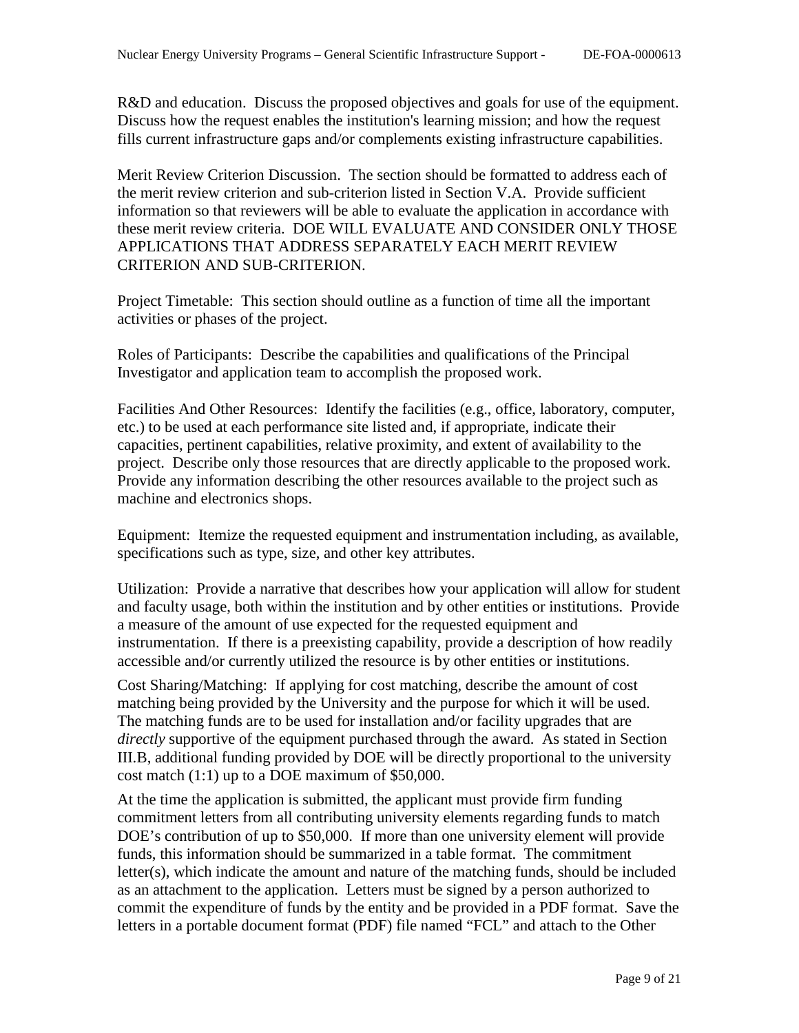R&D and education. Discuss the proposed objectives and goals for use of the equipment. Discuss how the request enables the institution's learning mission; and how the request fills current infrastructure gaps and/or complements existing infrastructure capabilities.

Merit Review Criterion Discussion. The section should be formatted to address each of the merit review criterion and sub-criterion listed in Section V.A. Provide sufficient information so that reviewers will be able to evaluate the application in accordance with these merit review criteria. DOE WILL EVALUATE AND CONSIDER ONLY THOSE APPLICATIONS THAT ADDRESS SEPARATELY EACH MERIT REVIEW CRITERION AND SUB-CRITERION.

Project Timetable: This section should outline as a function of time all the important activities or phases of the project.

Roles of Participants: Describe the capabilities and qualifications of the Principal Investigator and application team to accomplish the proposed work.

Facilities And Other Resources: Identify the facilities (e.g., office, laboratory, computer, etc.) to be used at each performance site listed and, if appropriate, indicate their capacities, pertinent capabilities, relative proximity, and extent of availability to the project. Describe only those resources that are directly applicable to the proposed work. Provide any information describing the other resources available to the project such as machine and electronics shops.

Equipment: Itemize the requested equipment and instrumentation including, as available, specifications such as type, size, and other key attributes.

Utilization: Provide a narrative that describes how your application will allow for student and faculty usage, both within the institution and by other entities or institutions. Provide a measure of the amount of use expected for the requested equipment and instrumentation. If there is a preexisting capability, provide a description of how readily accessible and/or currently utilized the resource is by other entities or institutions.

Cost Sharing/Matching: If applying for cost matching, describe the amount of cost matching being provided by the University and the purpose for which it will be used. The matching funds are to be used for installation and/or facility upgrades that are *directly* supportive of the equipment purchased through the award. As stated in Section III.B, additional funding provided by DOE will be directly proportional to the university cost match (1:1) up to a DOE maximum of $50,000.

At the time the application is submitted, the applicant must provide firm funding commitment letters from all contributing university elements regarding funds to match DOE's contribution of up to $50,000. If more than one university element will provide funds, this information should be summarized in a table format. The commitment letter(s), which indicate the amount and nature of the matching funds, should be included as an attachment to the application. Letters must be signed by a person authorized to commit the expenditure of funds by the entity and be provided in a PDF format. Save the letters in a portable document format (PDF) file named "FCL" and attach to the Other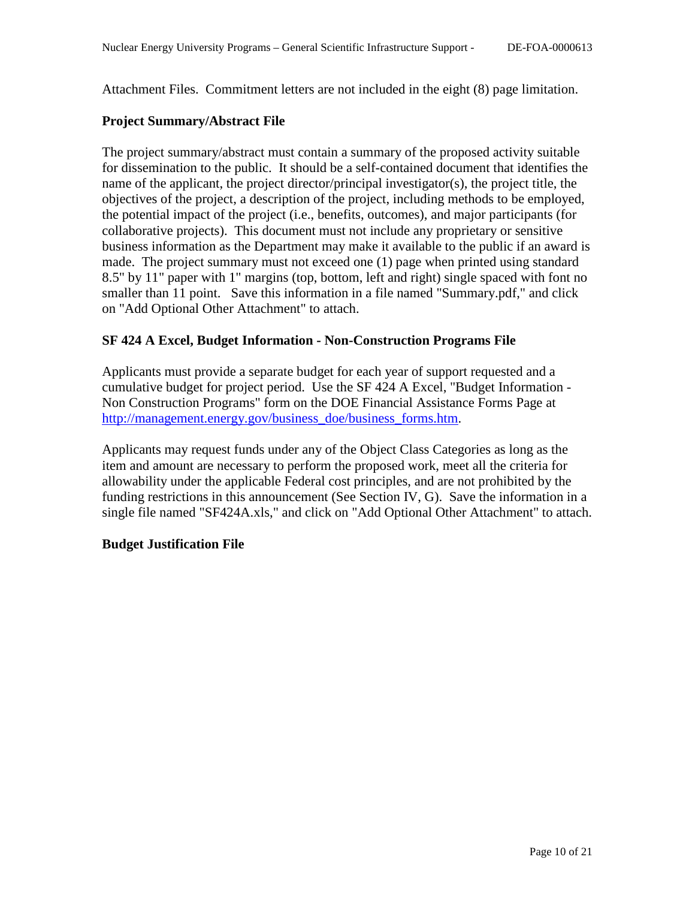Attachment Files. Commitment letters are not included in the eight (8) page limitation.

**Project Summary/Abstract File**

The project summary/abstract must contain a summary of the proposed activity suitable for dissemination to the public. It should be a self-contained document that identifies the name of the applicant, the project director/principal investigator(s), the project title, the objectives of the project, a description of the project, including methods to be employed, the potential impact of the project (i.e., benefits, outcomes), and major participants (for collaborative projects). This document must not include any proprietary or sensitive business information as the Department may make it available to the public if an award is made. The project summary must not exceed one (1) page when printed using standard 8.5" by 11" paper with 1" margins (top, bottom, left and right) single spaced with font no smaller than 11 point. Save this information in a file named "Summary.pdf," and click on "Add Optional Other Attachment" to attach.

**SF 424 A Excel, Budget Information - Non-Construction Programs File**

Applicants must provide a separate budget for each year of support requested and a cumulative budget for project period. Use the SF 424 A Excel, "Budget Information - Non Construction Programs" form on the DOE Financial Assistance Forms Page at [http://management.energy.gov/business_doe/business_forms.htm](http://management.energy.gov/business_doe/business_forms.htm).

Applicants may request funds under any of the Object Class Categories as long as the item and amount are necessary to perform the proposed work, meet all the criteria for allowability under the applicable Federal cost principles, and are not prohibited by the funding restrictions in this announcement (See Section IV, G). Save the information in a single file named "SF424A.xls," and click on "Add Optional Other Attachment" to attach.

**Budget Justification File**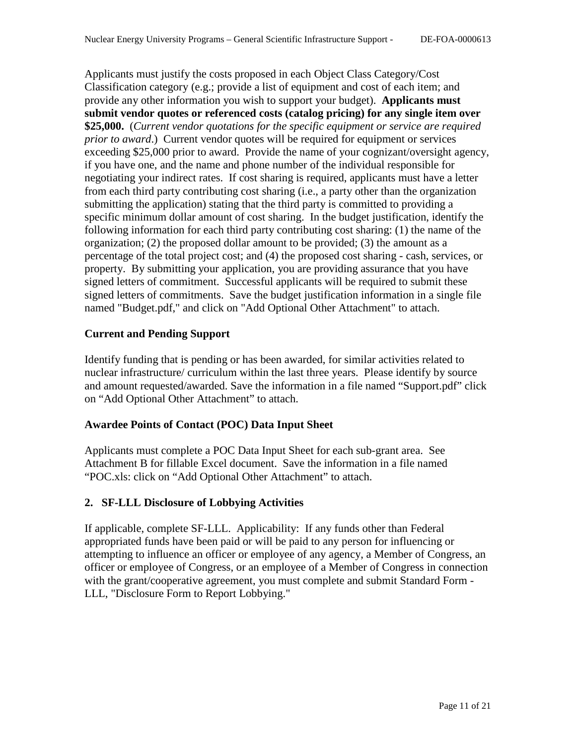Applicants must justify the costs proposed in each Object Class Category/Cost Classification category (e.g.; provide a list of equipment and cost of each item; and provide any other information you wish to support your budget). **Applicants must submit vendor quotes or referenced costs (catalog pricing) for any single item over $25,000.** (*Current vendor quotations for the specific equipment or service are required prior to award*.) Current vendor quotes will be required for equipment or services exceeding $25,000 prior to award. Provide the name of your cognizant/oversight agency, if you have one, and the name and phone number of the individual responsible for negotiating your indirect rates. If cost sharing is required, applicants must have a letter from each third party contributing cost sharing (i.e., a party other than the organization submitting the application) stating that the third party is committed to providing a specific minimum dollar amount of cost sharing. In the budget justification, identify the following information for each third party contributing cost sharing: (1) the name of the organization; (2) the proposed dollar amount to be provided; (3) the amount as a percentage of the total project cost; and (4) the proposed cost sharing - cash, services, or property. By submitting your application, you are providing assurance that you have signed letters of commitment. Successful applicants will be required to submit these signed letters of commitments. Save the budget justification information in a single file named "Budget.pdf," and click on "Add Optional Other Attachment" to attach.

**Current and Pending Support**

Identify funding that is pending or has been awarded, for similar activities related to nuclear infrastructure/ curriculum within the last three years. Please identify by source and amount requested/awarded. Save the information in a file named "Support.pdf" click on "Add Optional Other Attachment" to attach.

**Awardee Points of Contact (POC) Data Input Sheet**

Applicants must complete a POC Data Input Sheet for each sub-grant area. See Attachment B for fillable Excel document. Save the information in a file named "POC.xls: click on "Add Optional Other Attachment" to attach.

### 2. SF-LLL Disclosure of Lobbying Activities

If applicable, complete SF-LLL. Applicability: If any funds other than Federal appropriated funds have been paid or will be paid to any person for influencing or attempting to influence an officer or employee of any agency, a Member of Congress, an officer or employee of Congress, or an employee of a Member of Congress in connection with the grant/cooperative agreement, you must complete and submit Standard Form - LLL, "Disclosure Form to Report Lobbying."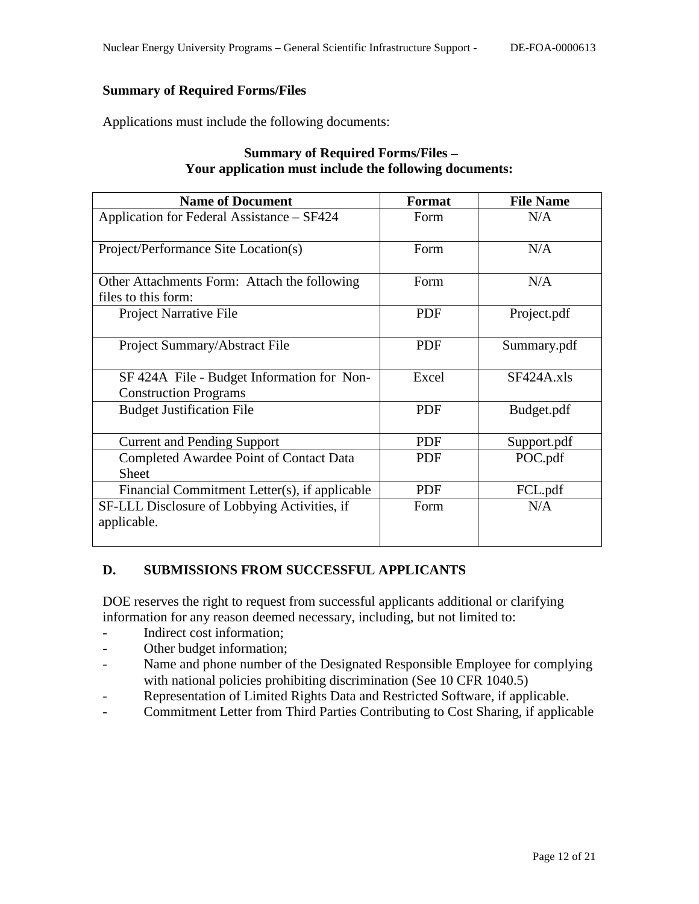**Summary of Required Forms/Files**

Applications must include the following documents:

**Summary of Required Forms/Files** –
**Your application must include the following documents:**

| Name of Document | Format | File Name |
|---|---|---|
| Application for Federal Assistance – SF424 | Form | N/A |
| Project/Performance Site Location(s) | Form | N/A |
| Other Attachments Form: Attach the following files to this form: | Form | N/A |
| Project Narrative File | PDF | Project.pdf |
| Project Summary/Abstract File | PDF | Summary.pdf |
| SF 424A File - Budget Information for Non-Construction Programs | Excel | SF424A.xls |
| Budget Justification File | PDF | Budget.pdf |
| Current and Pending Support | PDF | Support.pdf |
| Completed Awardee Point of Contact Data Sheet | PDF | POC.pdf |
| Financial Commitment Letter(s), if applicable | PDF | FCL.pdf |
| SF-LLL Disclosure of Lobbying Activities, if applicable. | Form | N/A |

## D. SUBMISSIONS FROM SUCCESSFUL APPLICANTS

DOE reserves the right to request from successful applicants additional or clarifying information for any reason deemed necessary, including, but not limited to:

- Indirect cost information;
- Other budget information;
- Name and phone number of the Designated Responsible Employee for complying with national policies prohibiting discrimination (See 10 CFR 1040.5)
- Representation of Limited Rights Data and Restricted Software, if applicable.
- Commitment Letter from Third Parties Contributing to Cost Sharing, if applicable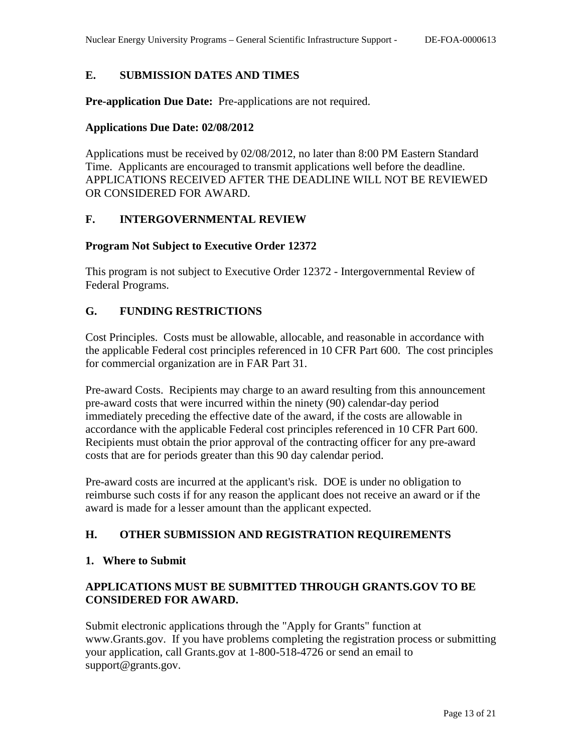## E. SUBMISSION DATES AND TIMES

**Pre-application Due Date:** Pre-applications are not required.

**Applications Due Date: 02/08/2012**

Applications must be received by 02/08/2012, no later than 8:00 PM Eastern Standard Time. Applicants are encouraged to transmit applications well before the deadline. APPLICATIONS RECEIVED AFTER THE DEADLINE WILL NOT BE REVIEWED OR CONSIDERED FOR AWARD.

## F. INTERGOVERNMENTAL REVIEW

**Program Not Subject to Executive Order 12372**

This program is not subject to Executive Order 12372 - Intergovernmental Review of Federal Programs.

## G. FUNDING RESTRICTIONS

Cost Principles. Costs must be allowable, allocable, and reasonable in accordance with the applicable Federal cost principles referenced in 10 CFR Part 600. The cost principles for commercial organization are in FAR Part 31.

Pre-award Costs. Recipients may charge to an award resulting from this announcement pre-award costs that were incurred within the ninety (90) calendar-day period immediately preceding the effective date of the award, if the costs are allowable in accordance with the applicable Federal cost principles referenced in 10 CFR Part 600. Recipients must obtain the prior approval of the contracting officer for any pre-award costs that are for periods greater than this 90 day calendar period.

Pre-award costs are incurred at the applicant's risk. DOE is under no obligation to reimburse such costs if for any reason the applicant does not receive an award or if the award is made for a lesser amount than the applicant expected.

## H. OTHER SUBMISSION AND REGISTRATION REQUIREMENTS

### 1. Where to Submit

**APPLICATIONS MUST BE SUBMITTED THROUGH GRANTS.GOV TO BE CONSIDERED FOR AWARD.**

Submit electronic applications through the "Apply for Grants" function at www.Grants.gov. If you have problems completing the registration process or submitting your application, call Grants.gov at 1-800-518-4726 or send an email to support@grants.gov.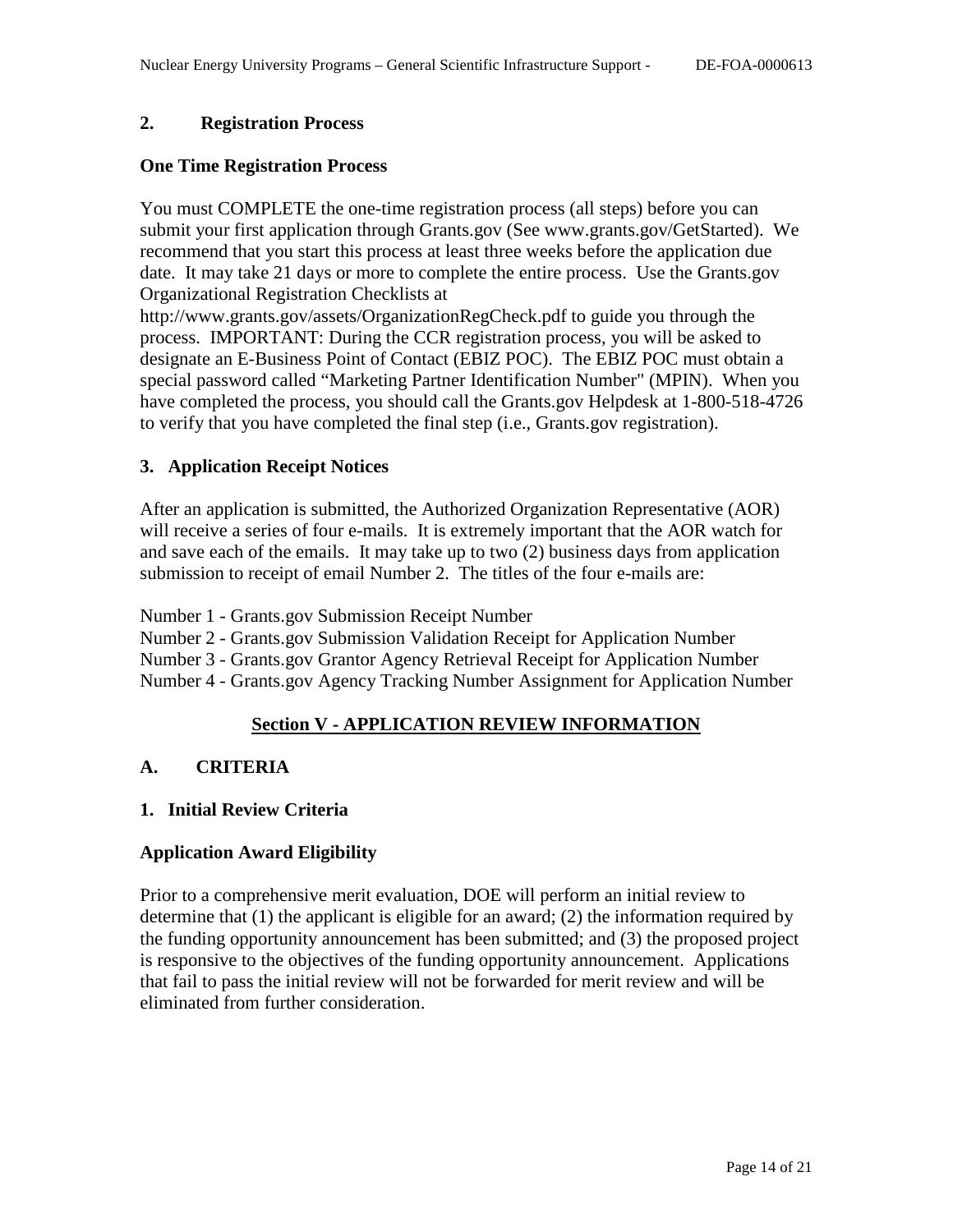## 2. Registration Process

### One Time Registration Process

You must COMPLETE the one-time registration process (all steps) before you can submit your first application through Grants.gov (See www.grants.gov/GetStarted). We recommend that you start this process at least three weeks before the application due date. It may take 21 days or more to complete the entire process. Use the Grants.gov Organizational Registration Checklists at http://www.grants.gov/assets/OrganizationRegCheck.pdf to guide you through the process. IMPORTANT: During the CCR registration process, you will be asked to designate an E-Business Point of Contact (EBIZ POC). The EBIZ POC must obtain a special password called "Marketing Partner Identification Number" (MPIN). When you have completed the process, you should call the Grants.gov Helpdesk at 1-800-518-4726 to verify that you have completed the final step (i.e., Grants.gov registration).

## 3. Application Receipt Notices

After an application is submitted, the Authorized Organization Representative (AOR) will receive a series of four e-mails. It is extremely important that the AOR watch for and save each of the emails. It may take up to two (2) business days from application submission to receipt of email Number 2. The titles of the four e-mails are:

Number 1 - Grants.gov Submission Receipt Number
Number 2 - Grants.gov Submission Validation Receipt for Application Number
Number 3 - Grants.gov Grantor Agency Retrieval Receipt for Application Number
Number 4 - Grants.gov Agency Tracking Number Assignment for Application Number

# Section V - APPLICATION REVIEW INFORMATION

## A. CRITERIA

### 1. Initial Review Criteria

### Application Award Eligibility

Prior to a comprehensive merit evaluation, DOE will perform an initial review to determine that (1) the applicant is eligible for an award; (2) the information required by the funding opportunity announcement has been submitted; and (3) the proposed project is responsive to the objectives of the funding opportunity announcement. Applications that fail to pass the initial review will not be forwarded for merit review and will be eliminated from further consideration.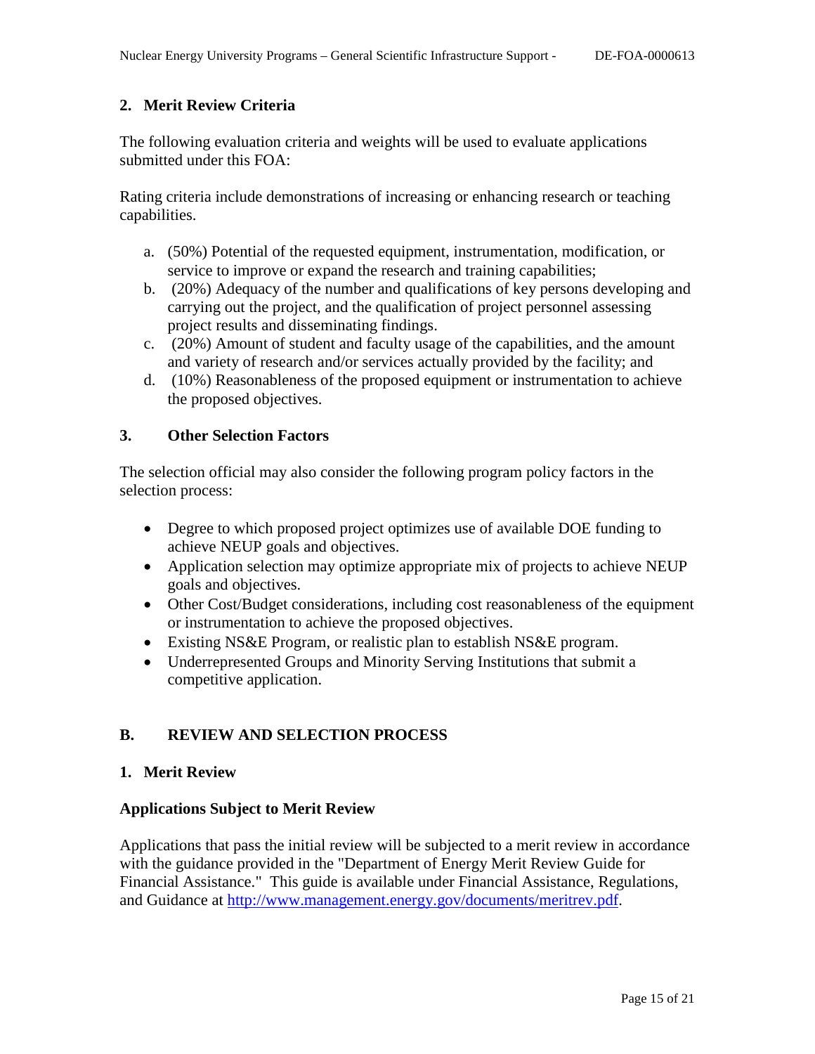## 2. Merit Review Criteria

The following evaluation criteria and weights will be used to evaluate applications submitted under this FOA:

Rating criteria include demonstrations of increasing or enhancing research or teaching capabilities.

a. (50%) Potential of the requested equipment, instrumentation, modification, or service to improve or expand the research and training capabilities;
b. (20%) Adequacy of the number and qualifications of key persons developing and carrying out the project, and the qualification of project personnel assessing project results and disseminating findings.
c. (20%) Amount of student and faculty usage of the capabilities, and the amount and variety of research and/or services actually provided by the facility; and
d. (10%) Reasonableness of the proposed equipment or instrumentation to achieve the proposed objectives.

## 3. Other Selection Factors

The selection official may also consider the following program policy factors in the selection process:

- Degree to which proposed project optimizes use of available DOE funding to achieve NEUP goals and objectives.
- Application selection may optimize appropriate mix of projects to achieve NEUP goals and objectives.
- Other Cost/Budget considerations, including cost reasonableness of the equipment or instrumentation to achieve the proposed objectives.
- Existing NS&E Program, or realistic plan to establish NS&E program.
- Underrepresented Groups and Minority Serving Institutions that submit a competitive application.

# B. REVIEW AND SELECTION PROCESS

## 1. Merit Review

### Applications Subject to Merit Review

Applications that pass the initial review will be subjected to a merit review in accordance with the guidance provided in the "Department of Energy Merit Review Guide for Financial Assistance." This guide is available under Financial Assistance, Regulations, and Guidance at http://www.management.energy.gov/documents/meritrev.pdf.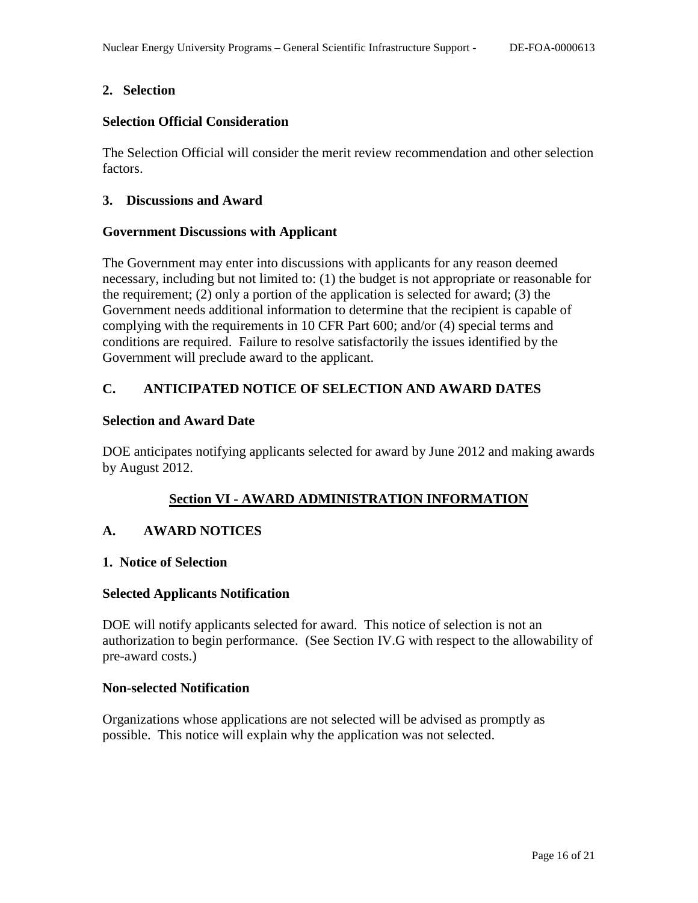### 2. Selection

**Selection Official Consideration**

The Selection Official will consider the merit review recommendation and other selection factors.

### 3. Discussions and Award

**Government Discussions with Applicant**

The Government may enter into discussions with applicants for any reason deemed necessary, including but not limited to: (1) the budget is not appropriate or reasonable for the requirement; (2) only a portion of the application is selected for award; (3) the Government needs additional information to determine that the recipient is capable of complying with the requirements in 10 CFR Part 600; and/or (4) special terms and conditions are required. Failure to resolve satisfactorily the issues identified by the Government will preclude award to the applicant.

## C. ANTICIPATED NOTICE OF SELECTION AND AWARD DATES

**Selection and Award Date**

DOE anticipates notifying applicants selected for award by June 2012 and making awards by August 2012.

# Section VI - AWARD ADMINISTRATION INFORMATION

## A. AWARD NOTICES

### 1. Notice of Selection

**Selected Applicants Notification**

DOE will notify applicants selected for award. This notice of selection is not an authorization to begin performance. (See Section IV.G with respect to the allowability of pre-award costs.)

**Non-selected Notification**

Organizations whose applications are not selected will be advised as promptly as possible. This notice will explain why the application was not selected.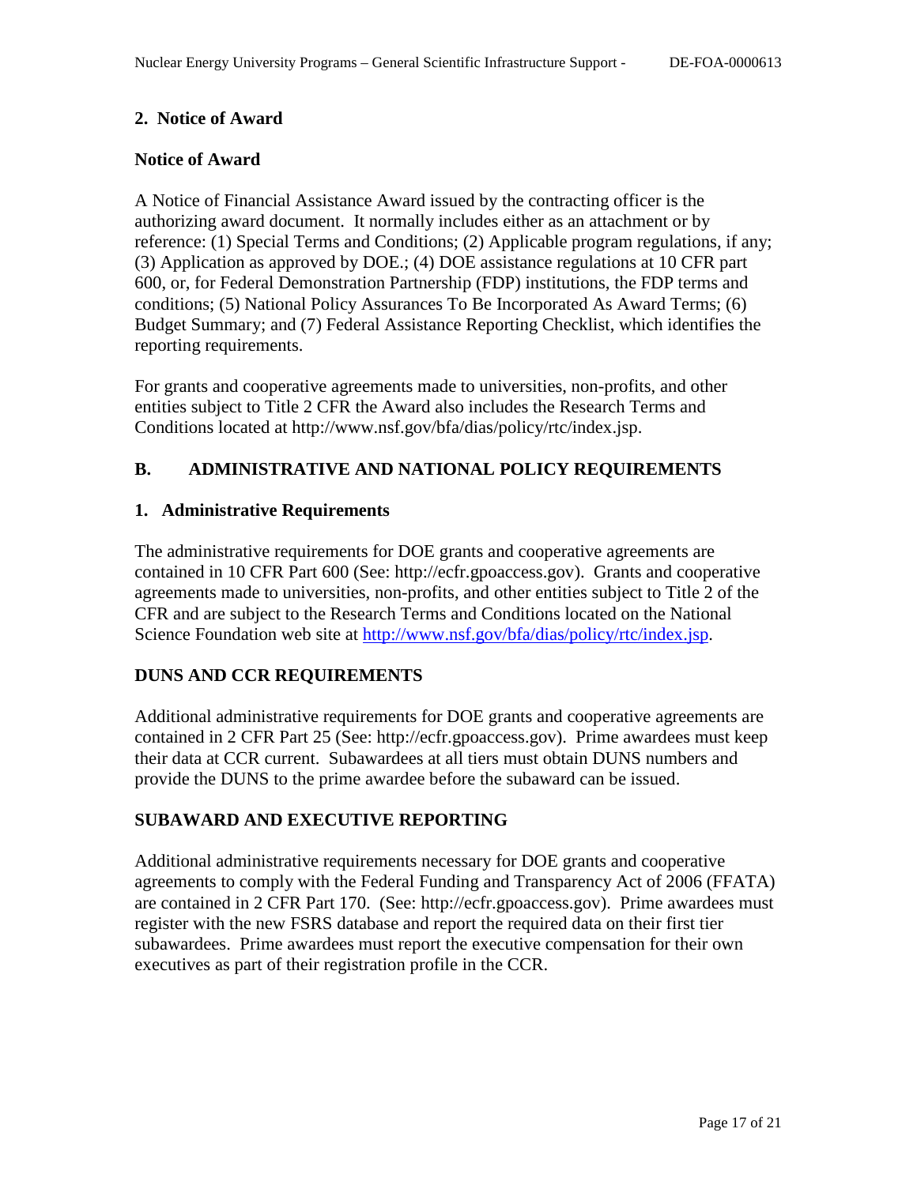### 2. Notice of Award

**Notice of Award**

A Notice of Financial Assistance Award issued by the contracting officer is the authorizing award document. It normally includes either as an attachment or by reference: (1) Special Terms and Conditions; (2) Applicable program regulations, if any; (3) Application as approved by DOE.; (4) DOE assistance regulations at 10 CFR part 600, or, for Federal Demonstration Partnership (FDP) institutions, the FDP terms and conditions; (5) National Policy Assurances To Be Incorporated As Award Terms; (6) Budget Summary; and (7) Federal Assistance Reporting Checklist, which identifies the reporting requirements.

For grants and cooperative agreements made to universities, non-profits, and other entities subject to Title 2 CFR the Award also includes the Research Terms and Conditions located at http://www.nsf.gov/bfa/dias/policy/rtc/index.jsp.

## B. ADMINISTRATIVE AND NATIONAL POLICY REQUIREMENTS

### 1. Administrative Requirements

The administrative requirements for DOE grants and cooperative agreements are contained in 10 CFR Part 600 (See: http://ecfr.gpoaccess.gov). Grants and cooperative agreements made to universities, non-profits, and other entities subject to Title 2 of the CFR and are subject to the Research Terms and Conditions located on the National Science Foundation web site at http://www.nsf.gov/bfa/dias/policy/rtc/index.jsp.

### DUNS AND CCR REQUIREMENTS

Additional administrative requirements for DOE grants and cooperative agreements are contained in 2 CFR Part 25 (See: http://ecfr.gpoaccess.gov). Prime awardees must keep their data at CCR current. Subawardees at all tiers must obtain DUNS numbers and provide the DUNS to the prime awardee before the subaward can be issued.

### SUBAWARD AND EXECUTIVE REPORTING

Additional administrative requirements necessary for DOE grants and cooperative agreements to comply with the Federal Funding and Transparency Act of 2006 (FFATA) are contained in 2 CFR Part 170. (See: http://ecfr.gpoaccess.gov). Prime awardees must register with the new FSRS database and report the required data on their first tier subawardees. Prime awardees must report the executive compensation for their own executives as part of their registration profile in the CCR.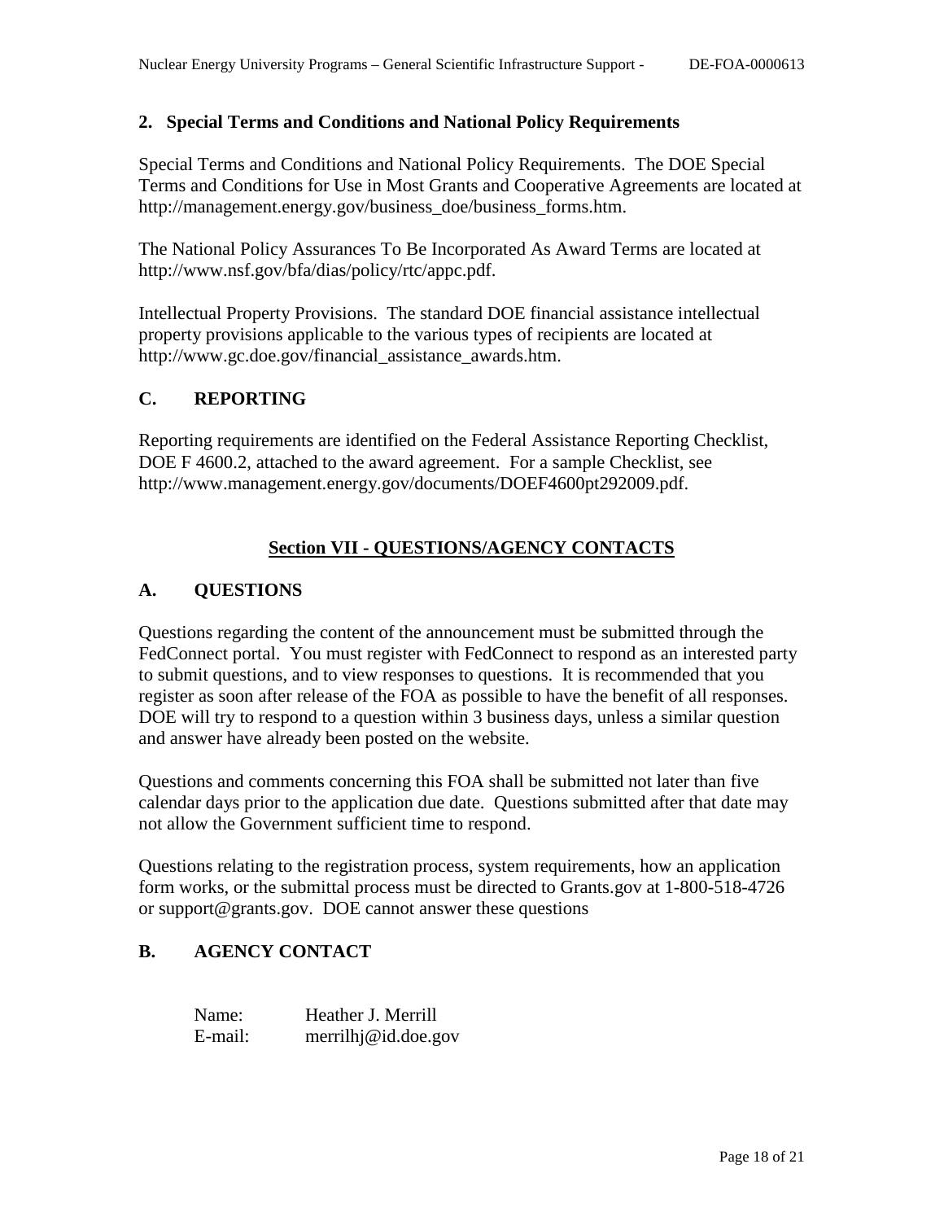### 2. Special Terms and Conditions and National Policy Requirements

Special Terms and Conditions and National Policy Requirements. The DOE Special Terms and Conditions for Use in Most Grants and Cooperative Agreements are located at http://management.energy.gov/business_doe/business_forms.htm.

The National Policy Assurances To Be Incorporated As Award Terms are located at http://www.nsf.gov/bfa/dias/policy/rtc/appc.pdf.

Intellectual Property Provisions. The standard DOE financial assistance intellectual property provisions applicable to the various types of recipients are located at http://www.gc.doe.gov/financial_assistance_awards.htm.

## C. REPORTING

Reporting requirements are identified on the Federal Assistance Reporting Checklist, DOE F 4600.2, attached to the award agreement. For a sample Checklist, see http://www.management.energy.gov/documents/DOEF4600pt292009.pdf.

# Section VII - QUESTIONS/AGENCY CONTACTS

## A. QUESTIONS

Questions regarding the content of the announcement must be submitted through the FedConnect portal. You must register with FedConnect to respond as an interested party to submit questions, and to view responses to questions. It is recommended that you register as soon after release of the FOA as possible to have the benefit of all responses. DOE will try to respond to a question within 3 business days, unless a similar question and answer have already been posted on the website.

Questions and comments concerning this FOA shall be submitted not later than five calendar days prior to the application due date. Questions submitted after that date may not allow the Government sufficient time to respond.

Questions relating to the registration process, system requirements, how an application form works, or the submittal process must be directed to Grants.gov at 1-800-518-4726 or support@grants.gov. DOE cannot answer these questions

## B. AGENCY CONTACT

Name: Heather J. Merrill
E-mail: merrilhj@id.doe.gov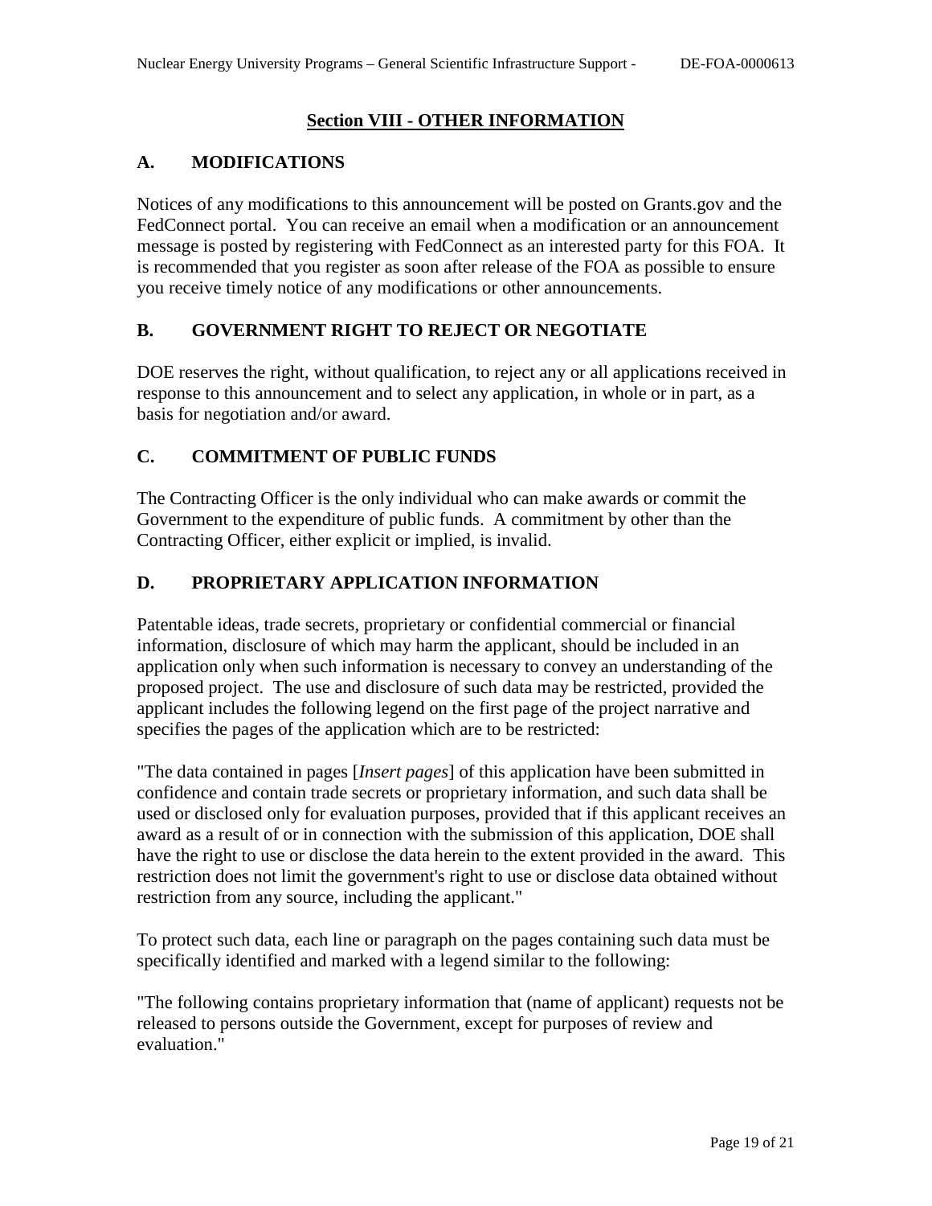## Section VIII - OTHER INFORMATION

### A. MODIFICATIONS

Notices of any modifications to this announcement will be posted on Grants.gov and the FedConnect portal. You can receive an email when a modification or an announcement message is posted by registering with FedConnect as an interested party for this FOA. It is recommended that you register as soon after release of the FOA as possible to ensure you receive timely notice of any modifications or other announcements.

### B. GOVERNMENT RIGHT TO REJECT OR NEGOTIATE

DOE reserves the right, without qualification, to reject any or all applications received in response to this announcement and to select any application, in whole or in part, as a basis for negotiation and/or award.

### C. COMMITMENT OF PUBLIC FUNDS

The Contracting Officer is the only individual who can make awards or commit the Government to the expenditure of public funds. A commitment by other than the Contracting Officer, either explicit or implied, is invalid.

### D. PROPRIETARY APPLICATION INFORMATION

Patentable ideas, trade secrets, proprietary or confidential commercial or financial information, disclosure of which may harm the applicant, should be included in an application only when such information is necessary to convey an understanding of the proposed project. The use and disclosure of such data may be restricted, provided the applicant includes the following legend on the first page of the project narrative and specifies the pages of the application which are to be restricted:

"The data contained in pages [*Insert pages*] of this application have been submitted in confidence and contain trade secrets or proprietary information, and such data shall be used or disclosed only for evaluation purposes, provided that if this applicant receives an award as a result of or in connection with the submission of this application, DOE shall have the right to use or disclose the data herein to the extent provided in the award. This restriction does not limit the government's right to use or disclose data obtained without restriction from any source, including the applicant."

To protect such data, each line or paragraph on the pages containing such data must be specifically identified and marked with a legend similar to the following:

"The following contains proprietary information that (name of applicant) requests not be released to persons outside the Government, except for purposes of review and evaluation."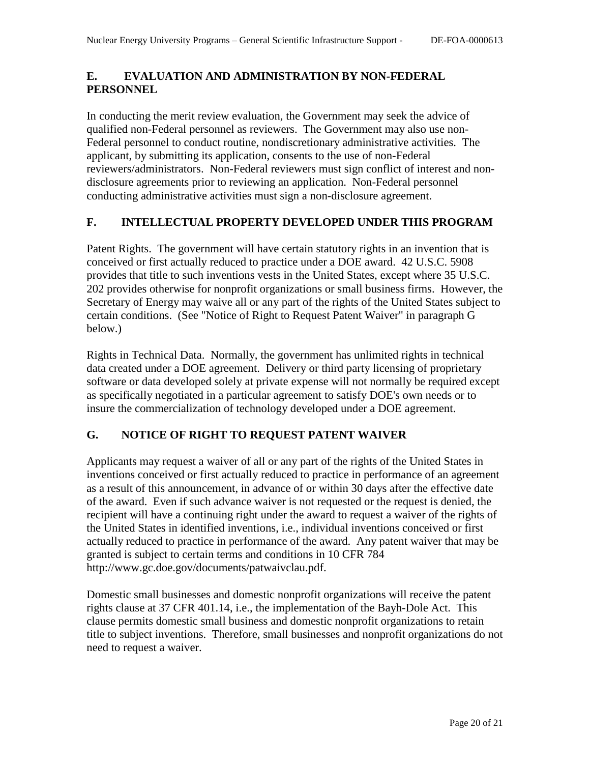## E. EVALUATION AND ADMINISTRATION BY NON-FEDERAL PERSONNEL

In conducting the merit review evaluation, the Government may seek the advice of qualified non-Federal personnel as reviewers. The Government may also use non-Federal personnel to conduct routine, nondiscretionary administrative activities. The applicant, by submitting its application, consents to the use of non-Federal reviewers/administrators. Non-Federal reviewers must sign conflict of interest and non-disclosure agreements prior to reviewing an application. Non-Federal personnel conducting administrative activities must sign a non-disclosure agreement.

## F. INTELLECTUAL PROPERTY DEVELOPED UNDER THIS PROGRAM

Patent Rights. The government will have certain statutory rights in an invention that is conceived or first actually reduced to practice under a DOE award. 42 U.S.C. 5908 provides that title to such inventions vests in the United States, except where 35 U.S.C. 202 provides otherwise for nonprofit organizations or small business firms. However, the Secretary of Energy may waive all or any part of the rights of the United States subject to certain conditions. (See "Notice of Right to Request Patent Waiver" in paragraph G below.)

Rights in Technical Data. Normally, the government has unlimited rights in technical data created under a DOE agreement. Delivery or third party licensing of proprietary software or data developed solely at private expense will not normally be required except as specifically negotiated in a particular agreement to satisfy DOE's own needs or to insure the commercialization of technology developed under a DOE agreement.

## G. NOTICE OF RIGHT TO REQUEST PATENT WAIVER

Applicants may request a waiver of all or any part of the rights of the United States in inventions conceived or first actually reduced to practice in performance of an agreement as a result of this announcement, in advance of or within 30 days after the effective date of the award. Even if such advance waiver is not requested or the request is denied, the recipient will have a continuing right under the award to request a waiver of the rights of the United States in identified inventions, i.e., individual inventions conceived or first actually reduced to practice in performance of the award. Any patent waiver that may be granted is subject to certain terms and conditions in 10 CFR 784 http://www.gc.doe.gov/documents/patwaivclau.pdf.

Domestic small businesses and domestic nonprofit organizations will receive the patent rights clause at 37 CFR 401.14, i.e., the implementation of the Bayh-Dole Act. This clause permits domestic small business and domestic nonprofit organizations to retain title to subject inventions. Therefore, small businesses and nonprofit organizations do not need to request a waiver.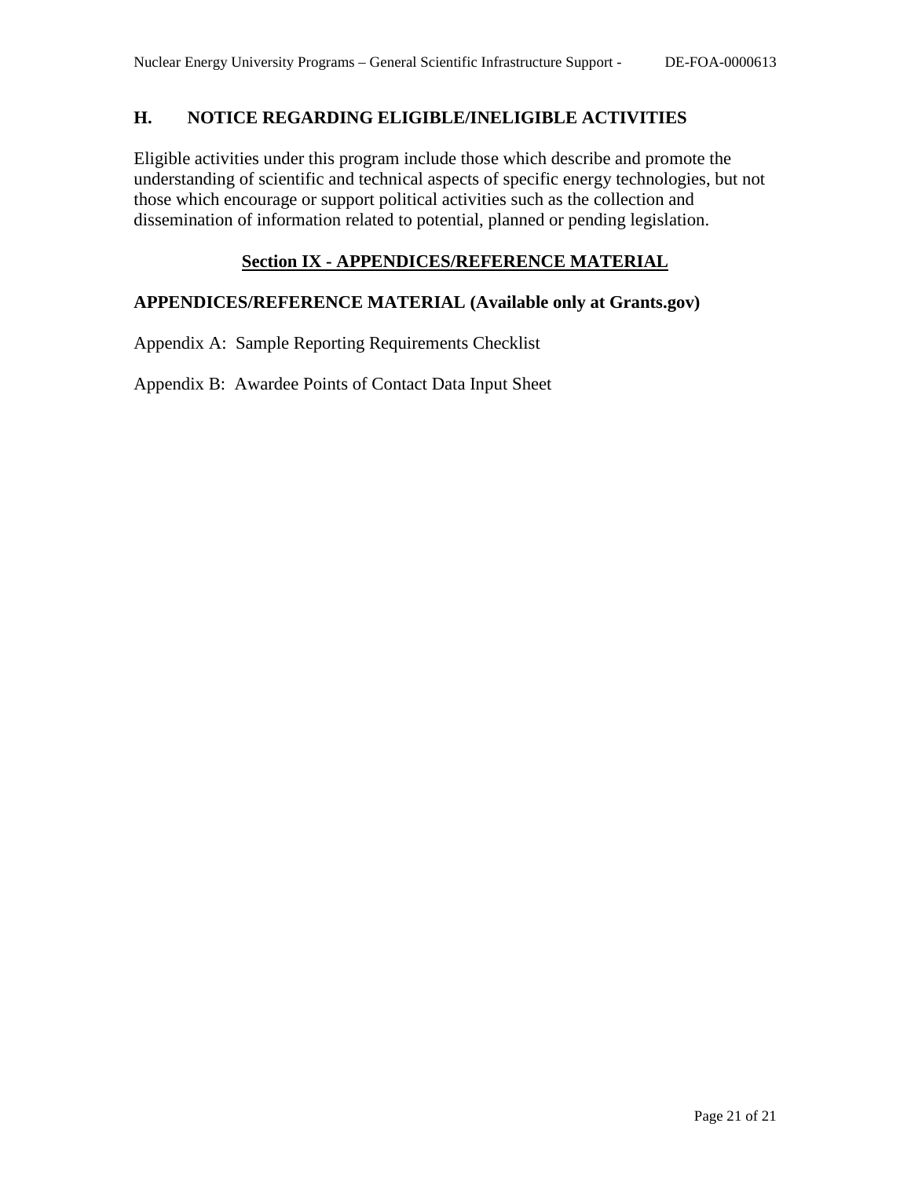## H. NOTICE REGARDING ELIGIBLE/INELIGIBLE ACTIVITIES

Eligible activities under this program include those which describe and promote the understanding of scientific and technical aspects of specific energy technologies, but not those which encourage or support political activities such as the collection and dissemination of information related to potential, planned or pending legislation.

# Section IX - APPENDICES/REFERENCE MATERIAL

## APPENDICES/REFERENCE MATERIAL (Available only at Grants.gov)

Appendix A: Sample Reporting Requirements Checklist

Appendix B: Awardee Points of Contact Data Input Sheet